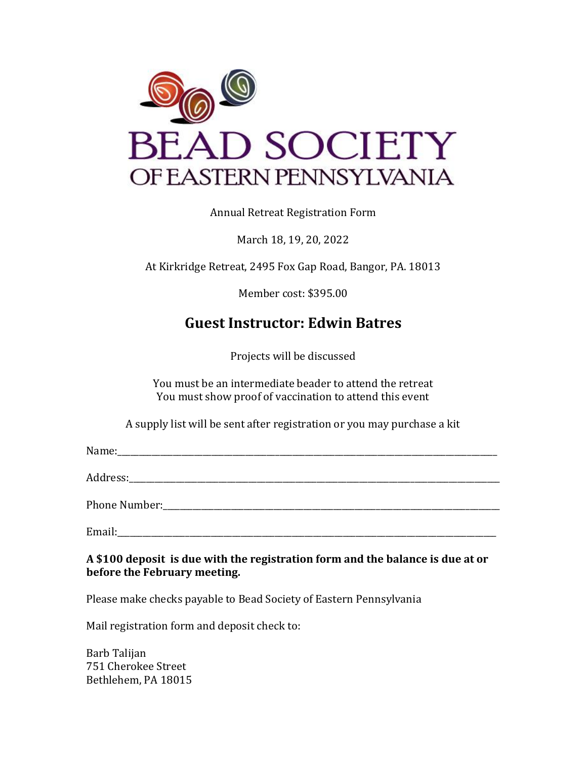# BEAD SOCIETY OF EASTERN PENNSYLVANIA

Annual Retreat Registration Form

March 18, 19, 20, 2022

At Kirkridge Retreat, 2495 Fox Gap Road, Bangor, PA. 18013

Member cost: $395.00

## Guest Instructor: Edwin Batres

Projects will be discussed

You must be an intermediate beader to attend the retreat
You must show proof of vaccination to attend this event

A supply list will be sent after registration or you may purchase a kit

Name:______________________________________________________________________________

Address:____________________________________________________________________________

Phone Number:_______________________________________________________________________

Email:______________________________________________________________________________

**A $100 deposit is due with the registration form and the balance is due at or before the February meeting.**

Please make checks payable to Bead Society of Eastern Pennsylvania

Mail registration form and deposit check to:

Barb Talijan
751 Cherokee Street
Bethlehem, PA 18015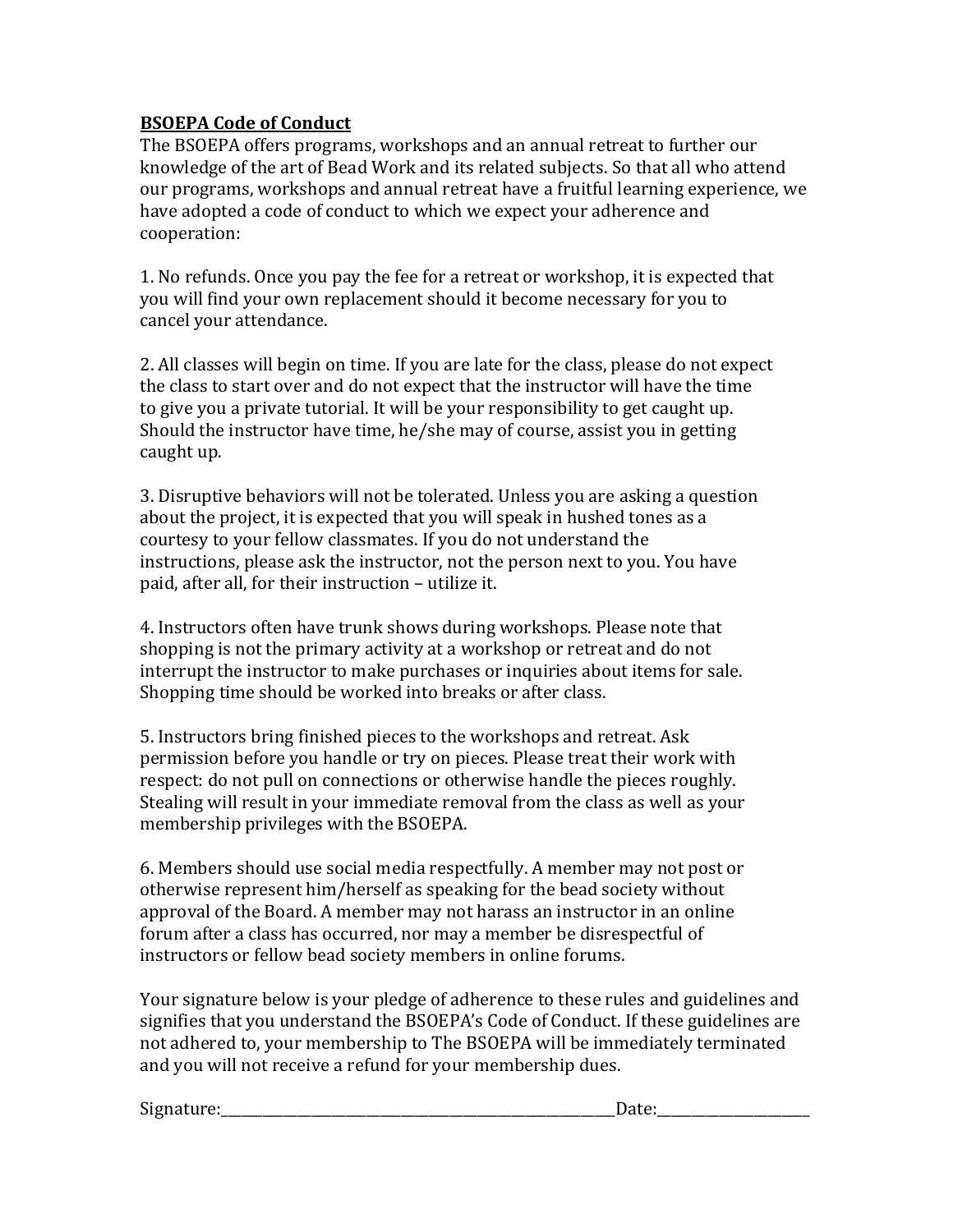**BSOEPA Code of Conduct**

The BSOEPA offers programs, workshops and an annual retreat to further our knowledge of the art of Bead Work and its related subjects. So that all who attend our programs, workshops and annual retreat have a fruitful learning experience, we have adopted a code of conduct to which we expect your adherence and cooperation:

1. No refunds. Once you pay the fee for a retreat or workshop, it is expected that you will find your own replacement should it become necessary for you to cancel your attendance.

2. All classes will begin on time. If you are late for the class, please do not expect the class to start over and do not expect that the instructor will have the time to give you a private tutorial. It will be your responsibility to get caught up. Should the instructor have time, he/she may of course, assist you in getting caught up.

3. Disruptive behaviors will not be tolerated. Unless you are asking a question about the project, it is expected that you will speak in hushed tones as a courtesy to your fellow classmates. If you do not understand the instructions, please ask the instructor, not the person next to you. You have paid, after all, for their instruction – utilize it.

4. Instructors often have trunk shows during workshops. Please note that shopping is not the primary activity at a workshop or retreat and do not interrupt the instructor to make purchases or inquiries about items for sale. Shopping time should be worked into breaks or after class.

5. Instructors bring finished pieces to the workshops and retreat. Ask permission before you handle or try on pieces. Please treat their work with respect: do not pull on connections or otherwise handle the pieces roughly. Stealing will result in your immediate removal from the class as well as your membership privileges with the BSOEPA.

6. Members should use social media respectfully. A member may not post or otherwise represent him/herself as speaking for the bead society without approval of the Board. A member may not harass an instructor in an online forum after a class has occurred, nor may a member be disrespectful of instructors or fellow bead society members in online forums.

Your signature below is your pledge of adherence to these rules and guidelines and signifies that you understand the BSOEPA's Code of Conduct. If these guidelines are not adhered to, your membership to The BSOEPA will be immediately terminated and you will not receive a refund for your membership dues.

Signature:\_\_\_\_\_\_\_\_\_\_\_\_\_\_\_\_\_\_\_\_\_\_\_\_\_\_\_\_\_\_\_\_\_\_\_\_\_\_\_\_\_\_\_\_\_\_\_\_Date:\_\_\_\_\_\_\_\_\_\_\_\_\_\_\_\_\_\_\_\_